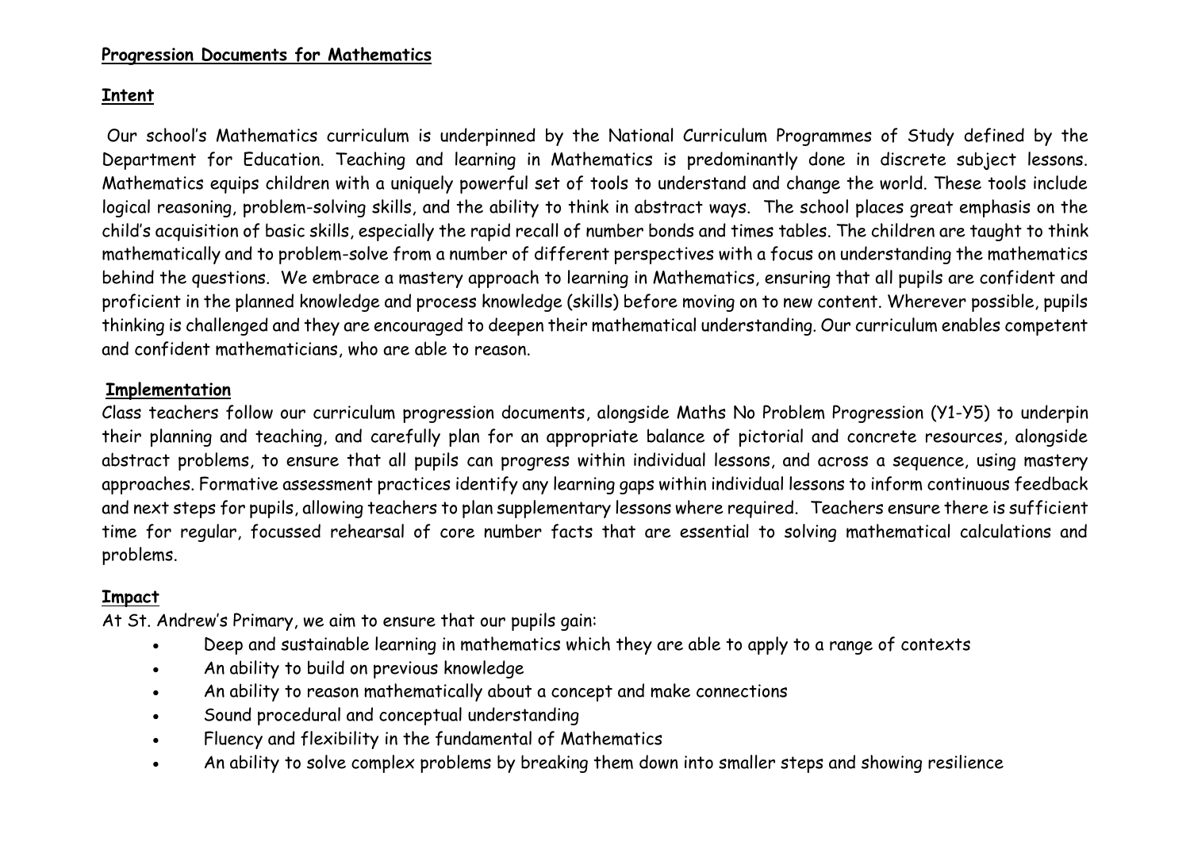**Progression Documents for Mathematics**

**Intent**

Our school's Mathematics curriculum is underpinned by the National Curriculum Programmes of Study defined by the Department for Education. Teaching and learning in Mathematics is predominantly done in discrete subject lessons. Mathematics equips children with a uniquely powerful set of tools to understand and change the world. These tools include logical reasoning, problem-solving skills, and the ability to think in abstract ways. The school places great emphasis on the child's acquisition of basic skills, especially the rapid recall of number bonds and times tables. The children are taught to think mathematically and to problem-solve from a number of different perspectives with a focus on understanding the mathematics behind the questions. We embrace a mastery approach to learning in Mathematics, ensuring that all pupils are confident and proficient in the planned knowledge and process knowledge (skills) before moving on to new content. Wherever possible, pupils thinking is challenged and they are encouraged to deepen their mathematical understanding. Our curriculum enables competent and confident mathematicians, who are able to reason.

**Implementation**

Class teachers follow our curriculum progression documents, alongside Maths No Problem Progression (Y1-Y5) to underpin their planning and teaching, and carefully plan for an appropriate balance of pictorial and concrete resources, alongside abstract problems, to ensure that all pupils can progress within individual lessons, and across a sequence, using mastery approaches. Formative assessment practices identify any learning gaps within individual lessons to inform continuous feedback and next steps for pupils, allowing teachers to plan supplementary lessons where required. Teachers ensure there is sufficient time for regular, focussed rehearsal of core number facts that are essential to solving mathematical calculations and problems.

**Impact**

At St. Andrew's Primary, we aim to ensure that our pupils gain:

- Deep and sustainable learning in mathematics which they are able to apply to a range of contexts
- An ability to build on previous knowledge
- An ability to reason mathematically about a concept and make connections
- Sound procedural and conceptual understanding
- Fluency and flexibility in the fundamental of Mathematics
- An ability to solve complex problems by breaking them down into smaller steps and showing resilience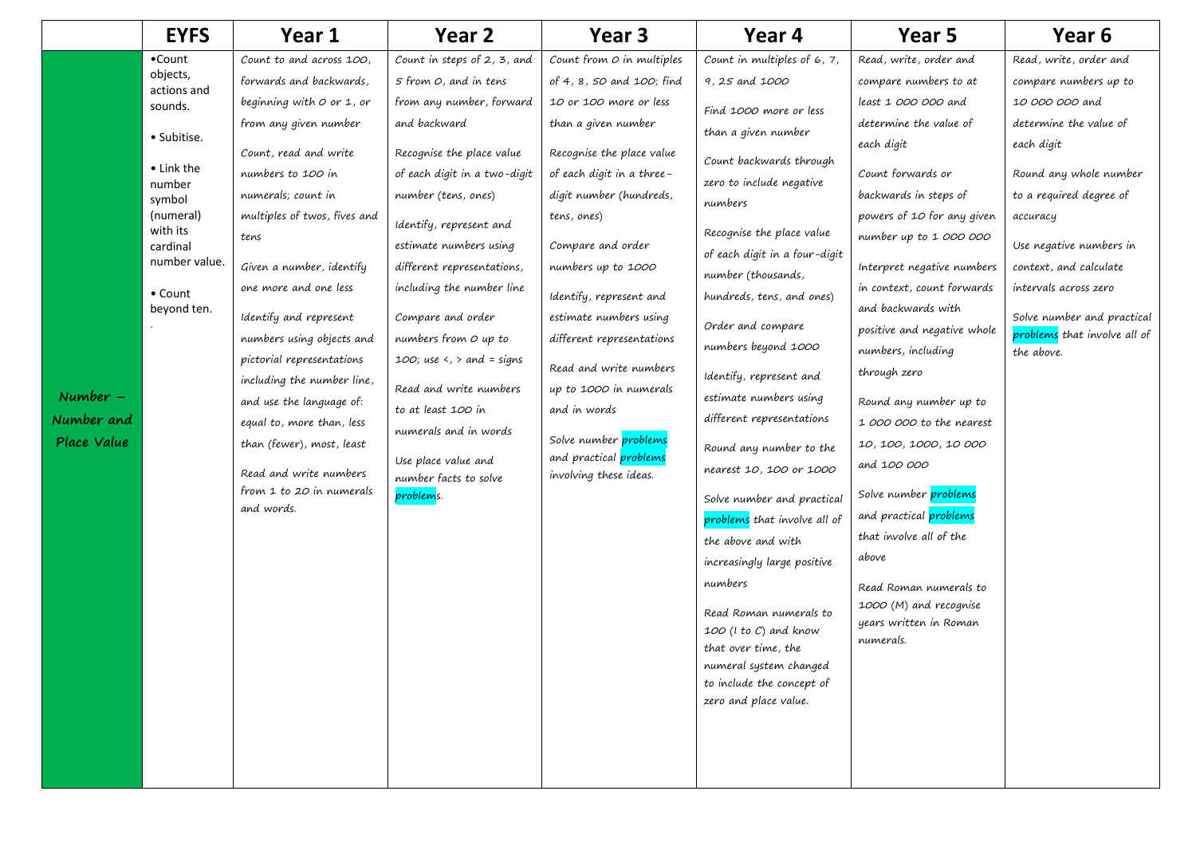| | EYFS | Year 1 | Year 2 | Year 3 | Year 4 | Year 5 | Year 6 |
|---|---|---|---|---|---|---|---|
| **Number – Number and Place Value** | •Count objects, actions and sounds.<br><br>• Subitise.<br><br>• Link the number symbol (numeral) with its cardinal number value.<br><br>• Count beyond ten. | Count to and across 100, forwards and backwards, beginning with 0 or 1, or from any given number<br><br>Count, read and write numbers to 100 in numerals; count in multiples of twos, fives and tens<br><br>Given a number, identify one more and one less<br><br>Identify and represent numbers using objects and pictorial representations including the number line, and use the language of: equal to, more than, less than (fewer), most, least<br><br>Read and write numbers from 1 to 20 in numerals and words. | Count in steps of 2, 3, and 5 from 0, and in tens from any number, forward and backward<br><br>Recognise the place value of each digit in a two-digit number (tens, ones)<br><br>Identify, represent and estimate numbers using different representations, including the number line<br><br>Compare and order numbers from 0 up to 100; use <, > and = signs<br><br>Read and write numbers to at least 100 in numerals and in words<br><br>Use place value and number facts to solve problems. | Count from 0 in multiples of 4, 8, 50 and 100; find 10 or 100 more or less than a given number<br><br>Recognise the place value of each digit in a three-digit number (hundreds, tens, ones)<br><br>Compare and order numbers up to 1000<br><br>Identify, represent and estimate numbers using different representations<br><br>Read and write numbers up to 1000 in numerals and in words<br><br>Solve number problems and practical problems involving these ideas. | Count in multiples of 6, 7, 9, 25 and 1000<br><br>Find 1000 more or less than a given number<br><br>Count backwards through zero to include negative numbers<br><br>Recognise the place value of each digit in a four-digit number (thousands, hundreds, tens, and ones)<br><br>Order and compare numbers beyond 1000<br><br>Identify, represent and estimate numbers using different representations<br><br>Round any number to the nearest 10, 100 or 1000<br><br>Solve number and practical problems that involve all of the above and with increasingly large positive numbers<br><br>Read Roman numerals to 100 (I to C) and know that over time, the numeral system changed to include the concept of zero and place value. | Read, write, order and compare numbers to at least 1 000 000 and determine the value of each digit<br><br>Count forwards or backwards in steps of powers of 10 for any given number up to 1 000 000<br><br>Interpret negative numbers in context, count forwards and backwards with positive and negative whole numbers, including through zero<br><br>Round any number up to 1 000 000 to the nearest 10, 100, 1000, 10 000 and 100 000<br><br>Solve number problems and practical problems that involve all of the above<br><br>Read Roman numerals to 1000 (M) and recognise years written in Roman numerals. | Read, write, order and compare numbers up to 10 000 000 and determine the value of each digit<br><br>Round any whole number to a required degree of accuracy<br><br>Use negative numbers in context, and calculate intervals across zero<br><br>Solve number and practical problems that involve all of the above. |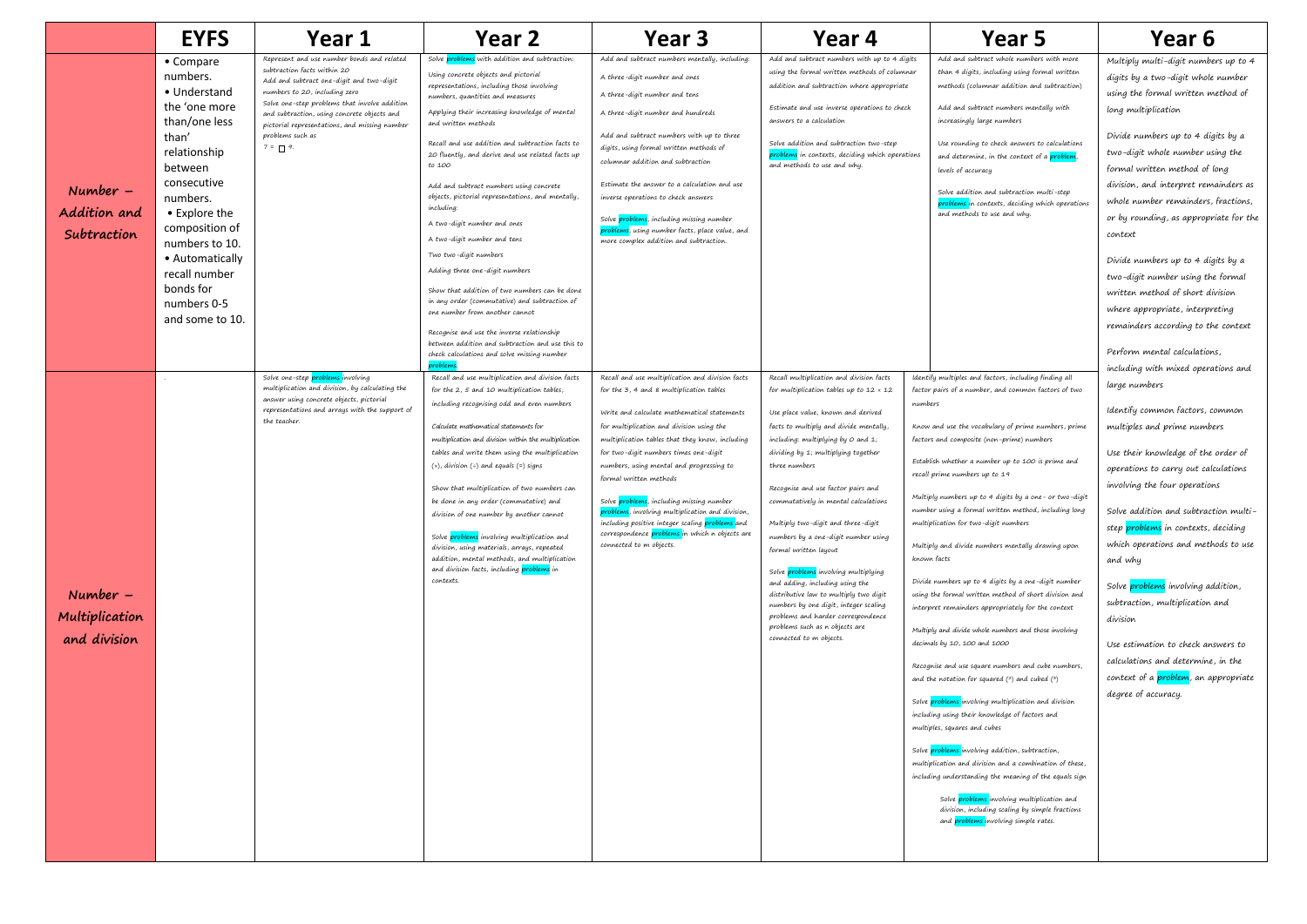| | EYFS | Year 1 | Year 2 | Year 3 | Year 4 | Year 5 | Year 6 |
|---|---|---|---|---|---|---|---|
| **Number – Addition and Subtraction** | • Compare numbers.<br>• Understand the 'one more than/one less than' relationship between consecutive numbers.<br>• Explore the composition of numbers to 10.<br>• Automatically recall number bonds for numbers 0-5 and some to 10. | Represent and use number bonds and related subtraction facts within 20<br>Add and subtract one-digit and two-digit numbers to 20, including zero<br>Solve one-step problems that involve addition and subtraction, using concrete objects and pictorial representations, and missing number problems such as 7 = □ 9. | Solve problems with addition and subtraction:<br>Using concrete objects and pictorial representations, including those involving numbers, quantities and measures<br>Applying their increasing knowledge of mental and written methods<br>Recall and use addition and subtraction facts to 20 fluently, and derive and use related facts up to 100<br>Add and subtract numbers using concrete objects, pictorial representations, and mentally, including:<br>A two-digit number and ones<br>A two-digit number and tens<br>Two two-digit numbers<br>Adding three one-digit numbers<br>Show that addition of two numbers can be done in any order (commutative) and subtraction of one number from another cannot<br>Recognise and use the inverse relationship between addition and subtraction and use this to check calculations and solve missing number problems. | Add and subtract numbers mentally, including:<br>A three-digit number and ones<br>A three-digit number and tens<br>A three-digit number and hundreds<br>Add and subtract numbers with up to three digits, using formal written methods of columnar addition and subtraction<br>Estimate the answer to a calculation and use inverse operations to check answers<br>Solve problems, including missing number problems, using number facts, place value, and more complex addition and subtraction. | Add and subtract numbers with up to 4 digits using the formal written methods of columnar addition and subtraction where appropriate<br>Estimate and use inverse operations to check answers to a calculation<br>Solve addition and subtraction two-step problems in contexts, deciding which operations and methods to use and why. | Add and subtract whole numbers with more than 4 digits, including using formal written methods (columnar addition and subtraction)<br>Add and subtract numbers mentally with increasingly large numbers<br>Use rounding to check answers to calculations and determine, in the context of a problem, levels of accuracy<br>Solve addition and subtraction multi-step problems in contexts, deciding which operations and methods to use and why. | Multiply multi-digit numbers up to 4 digits by a two-digit whole number using the formal written method of long multiplication<br>Divide numbers up to 4 digits by a two-digit whole number using the formal written method of long division, and interpret remainders as whole number remainders, fractions, or by rounding, as appropriate for the context<br>Divide numbers up to 4 digits by a two-digit number using the formal written method of short division where appropriate, interpreting remainders according to the context<br>Perform mental calculations, including with mixed operations and large numbers<br>Identify common factors, common multiples and prime numbers<br>Use their knowledge of the order of operations to carry out calculations involving the four operations<br>Solve addition and subtraction multi-step problems in contexts, deciding which operations and methods to use and why<br>Solve problems involving addition, subtraction, multiplication and division<br>Use estimation to check answers to calculations and determine, in the context of a problem, an appropriate degree of accuracy. |
| **Number – Multiplication and division** | . | Solve one-step problems involving multiplication and division, by calculating the answer using concrete objects, pictorial representations and arrays with the support of the teacher. | Recall and use multiplication and division facts for the 2, 5 and 10 multiplication tables, including recognising odd and even numbers<br>Calculate mathematical statements for multiplication and division within the multiplication tables and write them using the multiplication (×), division (÷) and equals (=) signs<br>Show that multiplication of two numbers can be done in any order (commutative) and division of one number by another cannot<br>Solve problems involving multiplication and division, using materials, arrays, repeated addition, mental methods, and multiplication and division facts, including problems in contexts. | Recall and use multiplication and division facts for the 3, 4 and 8 multiplication tables<br>Write and calculate mathematical statements for multiplication and division using the multiplication tables that they know, including for two-digit numbers times one-digit numbers, using mental and progressing to formal written methods<br>Solve problems, including missing number problems, involving multiplication and division, including positive integer scaling problems and correspondence problems in which n objects are connected to m objects. | Recall multiplication and division facts for multiplication tables up to 12 × 12<br>Use place value, known and derived facts to multiply and divide mentally, including: multiplying by 0 and 1; dividing by 1; multiplying together three numbers<br>Recognise and use factor pairs and commutativity in mental calculations<br>Multiply two-digit and three-digit numbers by a one-digit number using formal written layout<br>Solve problems involving multiplying and adding, including using the distributive law to multiply two digit numbers by one digit, integer scaling problems and harder correspondence problems such as n objects are connected to m objects. | Identify multiples and factors, including finding all factor pairs of a number, and common factors of two numbers<br>Know and use the vocabulary of prime numbers, prime factors and composite (non-prime) numbers<br>Establish whether a number up to 100 is prime and recall prime numbers up to 19<br>Multiply numbers up to 4 digits by a one- or two-digit number using a formal written method, including long multiplication for two-digit numbers<br>Multiply and divide numbers mentally drawing upon known facts<br>Divide numbers up to 4 digits by a one-digit number using the formal written method of short division and interpret remainders appropriately for the context<br>Multiply and divide whole numbers and those involving decimals by 10, 100 and 1000<br>Recognise and use square numbers and cube numbers, and the notation for squared ($^2$) and cubed ($^3$)<br>Solve problems involving multiplication and division including using their knowledge of factors and multiples, squares and cubes<br>Solve problems involving addition, subtraction, multiplication and division and a combination of these, including understanding the meaning of the equals sign<br>Solve problems involving multiplication and division, including scaling by simple fractions and problems involving simple rates. | |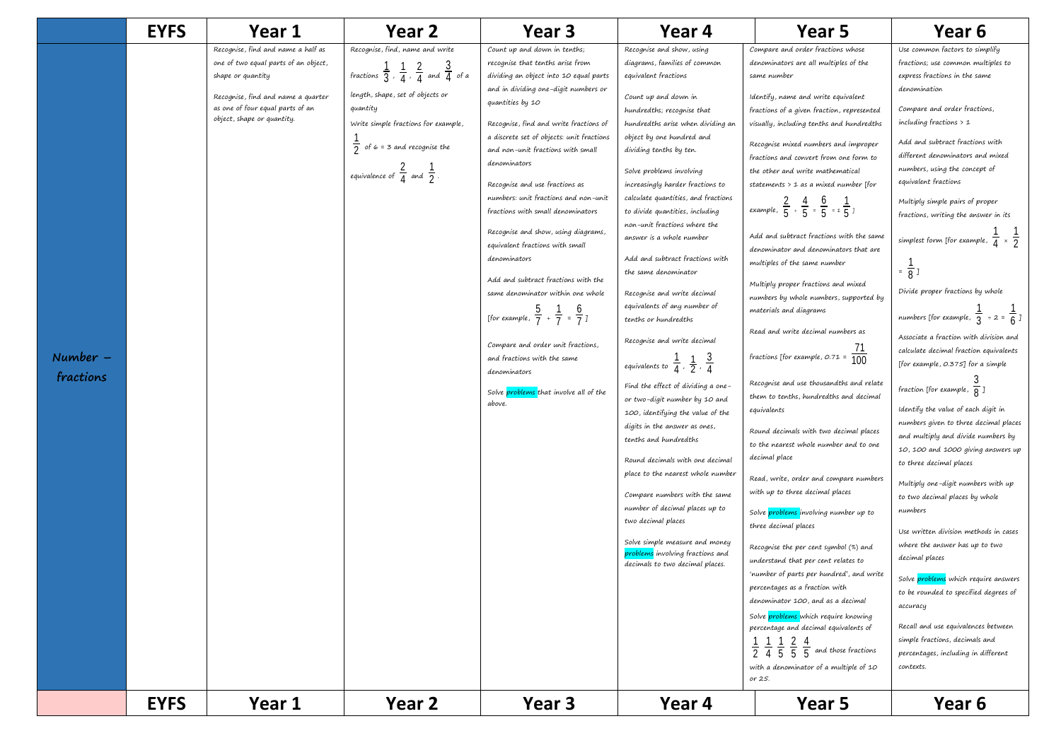| | EYFS | Year 1 | Year 2 | Year 3 | Year 4 | Year 5 | Year 6 |
|---|---|---|---|---|---|---|---|
| Number – fractions | | Recognise, find and name a half as one of two equal parts of an object, shape or quantity<br><br>Recognise, find and name a quarter as one of four equal parts of an object, shape or quantity. | Recognise, find, name and write fractions $\frac{1}{3}$, $\frac{1}{4}$, $\frac{2}{4}$ and $\frac{3}{4}$ of a length, shape, set of objects or quantity<br><br>Write simple fractions for example, $\frac{1}{2}$ of 6 = 3 and recognise the equivalence of $\frac{2}{4}$ and $\frac{1}{2}$. | Count up and down in tenths; recognise that tenths arise from dividing an object into 10 equal parts and in dividing one-digit numbers or quantities by 10<br><br>Recognise, find and write fractions of a discrete set of objects: unit fractions and non-unit fractions with small denominators<br><br>Recognise and use fractions as numbers: unit fractions and non-unit fractions with small denominators<br><br>Recognise and show, using diagrams, equivalent fractions with small denominators<br><br>Add and subtract fractions with the same denominator within one whole [for example, $\frac{5}{7} + \frac{1}{7} = \frac{6}{7}$]<br><br>Compare and order unit fractions, and fractions with the same denominators<br><br>Solve problems that involve all of the above. | Recognise and show, using diagrams, families of common equivalent fractions<br><br>Count up and down in hundredths; recognise that hundredths arise when dividing an object by one hundred and dividing tenths by ten.<br><br>Solve problems involving increasingly harder fractions to calculate quantities, and fractions to divide quantities, including non-unit fractions where the answer is a whole number<br><br>Add and subtract fractions with the same denominator<br><br>Recognise and write decimal equivalents of any number of tenths or hundredths<br><br>Recognise and write decimal equivalents to $\frac{1}{4}$, $\frac{1}{2}$, $\frac{3}{4}$<br><br>Find the effect of dividing a one- or two-digit number by 10 and 100, identifying the value of the digits in the answer as ones, tenths and hundredths<br><br>Round decimals with one decimal place to the nearest whole number<br><br>Compare numbers with the same number of decimal places up to two decimal places<br><br>Solve simple measure and money problems involving fractions and decimals to two decimal places. | Compare and order fractions whose denominators are all multiples of the same number<br><br>Identify, name and write equivalent fractions of a given fraction, represented visually, including tenths and hundredths<br><br>Recognise mixed numbers and improper fractions and convert from one form to the other and write mathematical statements > 1 as a mixed number [for example, $\frac{2}{5} + \frac{4}{5} = \frac{6}{5} = 1\frac{1}{5}$]<br><br>Add and subtract fractions with the same denominator and denominators that are multiples of the same number<br><br>Multiply proper fractions and mixed numbers by whole numbers, supported by materials and diagrams<br><br>Read and write decimal numbers as fractions [for example, 0.71 = $\frac{71}{100}$]<br><br>Recognise and use thousandths and relate them to tenths, hundredths and decimal equivalents<br><br>Round decimals with two decimal places to the nearest whole number and to one decimal place<br><br>Read, write, order and compare numbers with up to three decimal places<br><br>Solve problems involving number up to three decimal places<br><br>Recognise the per cent symbol (%) and understand that per cent relates to 'number of parts per hundred', and write percentages as a fraction with denominator 100, and as a decimal<br><br>Solve problems which require knowing percentage and decimal equivalents of $\frac{1}{2}$ $\frac{1}{4}$ $\frac{1}{5}$ $\frac{2}{5}$ $\frac{4}{5}$ and those fractions with a denominator of a multiple of 10 or 25. | Use common factors to simplify fractions; use common multiples to express fractions in the same denomination<br><br>Compare and order fractions, including fractions > 1<br><br>Add and subtract fractions with different denominators and mixed numbers, using the concept of equivalent fractions<br><br>Multiply simple pairs of proper fractions, writing the answer in its simplest form [for example, $\frac{1}{4} \times \frac{1}{2} = \frac{1}{8}$]<br><br>Divide proper fractions by whole numbers [for example, $\frac{1}{3} \div 2 = \frac{1}{6}$]<br><br>Associate a fraction with division and calculate decimal fraction equivalents [for example, 0.375] for a simple fraction [for example, $\frac{3}{8}$]<br><br>Identify the value of each digit in numbers given to three decimal places and multiply and divide numbers by 10, 100 and 1000 giving answers up to three decimal places<br><br>Multiply one-digit numbers with up to two decimal places by whole numbers<br><br>Use written division methods in cases where the answer has up to two decimal places<br><br>Solve problems which require answers to be rounded to specified degrees of accuracy<br><br>Recall and use equivalences between simple fractions, decimals and percentages, including in different contexts. |
| | EYFS | Year 1 | Year 2 | Year 3 | Year 4 | Year 5 | Year 6 |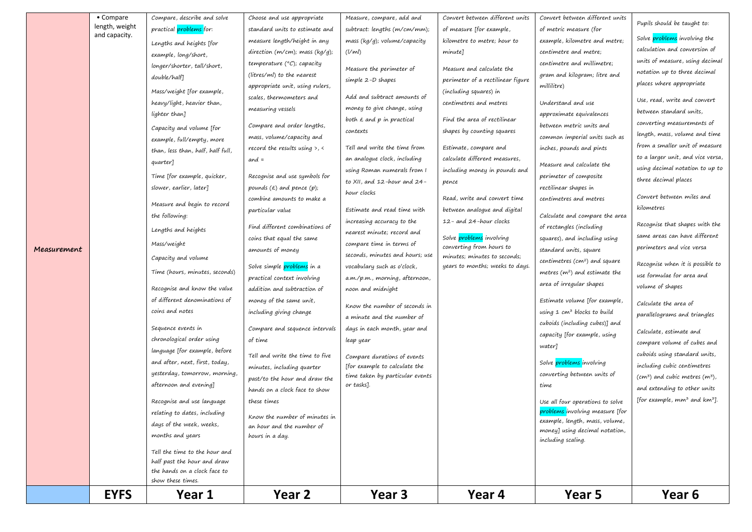| | EYFS | Year 1 | Year 2 | Year 3 | Year 4 | Year 5 | Year 6 |
|---|---|---|---|---|---|---|---|
| ***Measurement*** | • Compare length, weight and capacity. | Compare, describe and solve practical problems for:<br>Lengths and heights [for example, long/short, longer/shorter, tall/short, double/half]<br>Mass/weight [for example, heavy/light, heavier than, lighter than]<br>Capacity and volume [for example, full/empty, more than, less than, half, half full, quarter]<br>Time [for example, quicker, slower, earlier, later]<br>Measure and begin to record the following:<br>Lengths and heights<br>Mass/weight<br>Capacity and volume<br>Time (hours, minutes, seconds)<br>Recognise and know the value of different denominations of coins and notes<br>Sequence events in chronological order using language [for example, before and after, next, first, today, yesterday, tomorrow, morning, afternoon and evening]<br>Recognise and use language relating to dates, including days of the week, weeks, months and years<br>Tell the time to the hour and half past the hour and draw the hands on a clock face to show these times. | Choose and use appropriate standard units to estimate and measure length/height in any direction (m/cm); mass (kg/g); temperature (°C); capacity (litres/ml) to the nearest appropriate unit, using rulers, scales, thermometers and measuring vessels<br>Compare and order lengths, mass, volume/capacity and record the results using >, < and =<br>Recognise and use symbols for pounds (£) and pence (p); combine amounts to make a particular value<br>Find different combinations of coins that equal the same amounts of money<br>Solve simple problems in a practical context involving addition and subtraction of money of the same unit, including giving change<br>Compare and sequence intervals of time<br>Tell and write the time to five minutes, including quarter past/to the hour and draw the hands on a clock face to show these times<br>Know the number of minutes in an hour and the number of hours in a day. | Measure, compare, add and subtract: lengths (m/cm/mm); mass (kg/g); volume/capacity (l/ml)<br>Measure the perimeter of simple 2-D shapes<br>Add and subtract amounts of money to give change, using both £ and p in practical contexts<br>Tell and write the time from an analogue clock, including using Roman numerals from I to XII, and 12-hour and 24-hour clocks<br>Estimate and read time with increasing accuracy to the nearest minute; record and compare time in terms of seconds, minutes and hours; use vocabulary such as o'clock, a.m./p.m., morning, afternoon, noon and midnight<br>Know the number of seconds in a minute and the number of days in each month, year and leap year<br>Compare durations of events [for example to calculate the time taken by particular events or tasks]. | Convert between different units of measure [for example, kilometre to metre; hour to minute]<br>Measure and calculate the perimeter of a rectilinear figure (including squares) in centimetres and metres<br>Find the area of rectilinear shapes by counting squares<br>Estimate, compare and calculate different measures, including money in pounds and pence<br>Read, write and convert time between analogue and digital 12- and 24-hour clocks<br>Solve problems involving converting from hours to minutes; minutes to seconds; years to months; weeks to days. | Convert between different units of metric measure (for example, kilometre and metre; centimetre and metre; centimetre and millimetre; gram and kilogram; litre and millilitre)<br>Understand and use approximate equivalences between metric units and common imperial units such as inches, pounds and pints<br>Measure and calculate the perimeter of composite rectilinear shapes in centimetres and metres<br>Calculate and compare the area of rectangles (including squares), and including using standard units, square centimetres ($cm^2$) and square metres ($m^2$) and estimate the area of irregular shapes<br>Estimate volume [for example, using 1 $cm^3$ blocks to build cuboids (including cubes)] and capacity [for example, using water]<br>Solve problems involving converting between units of time<br>Use all four operations to solve problems involving measure [for example, length, mass, volume, money] using decimal notation, including scaling. | Pupils should be taught to:<br>Solve problems involving the calculation and conversion of units of measure, using decimal notation up to three decimal places where appropriate<br>Use, read, write and convert between standard units, converting measurements of length, mass, volume and time from a smaller unit of measure to a larger unit, and vice versa, using decimal notation to up to three decimal places<br>Convert between miles and kilometres<br>Recognise that shapes with the same areas can have different perimeters and vice versa<br>Recognise when it is possible to use formulae for area and volume of shapes<br>Calculate the area of parallelograms and triangles<br>Calculate, estimate and compare volume of cubes and cuboids using standard units, including cubic centimetres ($cm^3$) and cubic metres ($m^3$), and extending to other units [for example, $mm^3$ and $km^3$]. |
| | **EYFS** | **Year 1** | **Year 2** | **Year 3** | **Year 4** | **Year 5** | **Year 6** |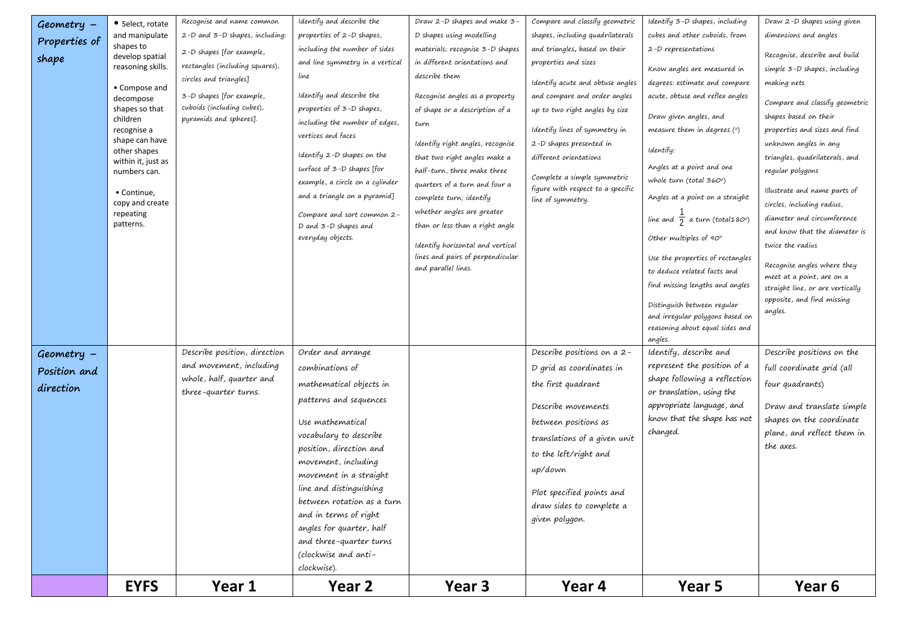| | EYFS | Year 1 | Year 2 | Year 3 | Year 4 | Year 5 | Year 6 |
|---|---|---|---|---|---|---|---|
| **Geometry – Properties of shape** | • Select, rotate and manipulate shapes to develop spatial reasoning skills.<br><br>• Compose and decompose shapes so that children recognise a shape can have other shapes within it, just as numbers can.<br><br>• Continue, copy and create repeating patterns. | Recognise and name common 2-D and 3-D shapes, including:<br><br>2-D shapes [for example, rectangles (including squares), circles and triangles]<br><br>3-D shapes [for example, cuboids (including cubes), pyramids and spheres]. | Identify and describe the properties of 2-D shapes, including the number of sides and line symmetry in a vertical line<br><br>Identify and describe the properties of 3-D shapes, including the number of edges, vertices and faces<br><br>Identify 2-D shapes on the surface of 3-D shapes [for example, a circle on a cylinder and a triangle on a pyramid]<br><br>Compare and sort common 2-D and 3-D shapes and everyday objects. | Draw 2-D shapes and make 3-D shapes using modelling materials; recognise 3-D shapes in different orientations and describe them<br><br>Recognise angles as a property of shape or a description of a turn<br><br>Identify right angles, recognise that two right angles make a half-turn, three make three quarters of a turn and four a complete turn; identify whether angles are greater than or less than a right angle<br><br>Identify horizontal and vertical lines and pairs of perpendicular and parallel lines. | Compare and classify geometric shapes, including quadrilaterals and triangles, based on their properties and sizes<br><br>Identify acute and obtuse angles and compare and order angles up to two right angles by size<br><br>Identify lines of symmetry in 2-D shapes presented in different orientations<br><br>Complete a simple symmetric figure with respect to a specific line of symmetry. | Identify 3-D shapes, including cubes and other cuboids, from 2-D representations<br><br>Know angles are measured in degrees: estimate and compare acute, obtuse and reflex angles<br><br>Draw given angles, and measure them in degrees (°)<br><br>Identify:<br><br>Angles at a point and one whole turn (total 360°)<br><br>Angles at a point on a straight line and $\frac{1}{2}$ a turn (total180°)<br><br>Other multiples of 90°<br><br>Use the properties of rectangles to deduce related facts and find missing lengths and angles<br><br>Distinguish between regular and irregular polygons based on reasoning about equal sides and angles. | Draw 2-D shapes using given dimensions and angles<br><br>Recognise, describe and build simple 3-D shapes, including making nets<br><br>Compare and classify geometric shapes based on their properties and sizes and find unknown angles in any triangles, quadrilaterals, and regular polygons<br><br>Illustrate and name parts of circles, including radius, diameter and circumference and know that the diameter is twice the radius<br><br>Recognise angles where they meet at a point, are on a straight line, or are vertically opposite, and find missing angles. |
| **Geometry – Position and direction** | | Describe position, direction and movement, including whole, half, quarter and three-quarter turns. | Order and arrange combinations of mathematical objects in patterns and sequences<br><br>Use mathematical vocabulary to describe position, direction and movement, including movement in a straight line and distinguishing between rotation as a turn and in terms of right angles for quarter, half and three-quarter turns (clockwise and anti-clockwise). | | Describe positions on a 2-D grid as coordinates in the first quadrant<br><br>Describe movements between positions as translations of a given unit to the left/right and up/down<br><br>Plot specified points and draw sides to complete a given polygon. | Identify, describe and represent the position of a shape following a reflection or translation, using the appropriate language, and know that the shape has not changed. | Describe positions on the full coordinate grid (all four quadrants)<br><br>Draw and translate simple shapes on the coordinate plane, and reflect them in the axes. |
| | **EYFS** | **Year 1** | **Year 2** | **Year 3** | **Year 4** | **Year 5** | **Year 6** |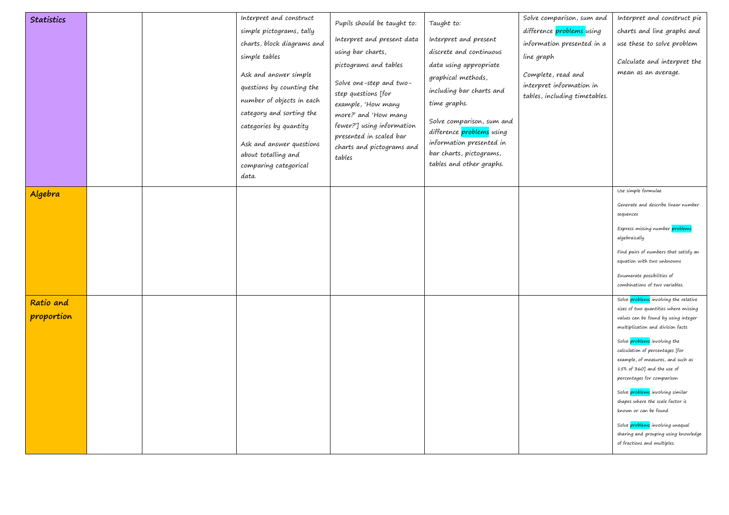| | | | | | | | |
|---|---|---|---|---|---|---|---|
| **Statistics** | | | Interpret and construct simple pictograms, tally charts, block diagrams and simple tables<br><br>Ask and answer simple questions by counting the number of objects in each category and sorting the categories by quantity<br><br>Ask and answer questions about totalling and comparing categorical data. | Pupils should be taught to:<br><br>Interpret and present data using bar charts, pictograms and tables<br><br>Solve one-step and two-step questions [for example, 'How many more?' and 'How many fewer?'] using information presented in scaled bar charts and pictograms and tables | Taught to:<br><br>Interpret and present discrete and continuous data using appropriate graphical methods, including bar charts and time graphs.<br><br>Solve comparison, sum and difference problems using information presented in bar charts, pictograms, tables and other graphs. | Solve comparison, sum and difference problems using information presented in a line graph<br><br>Complete, read and interpret information in tables, including timetables. | Interpret and construct pie charts and line graphs and use these to solve problem<br><br>Calculate and interpret the mean as an average. |
| **Algebra** | | | | | | | Use simple formulae<br><br>Generate and describe linear number sequences<br><br>Express missing number problems algebraically<br><br>Find pairs of numbers that satisfy an equation with two unknowns<br><br>Enumerate possibilities of combinations of two variables. |
| **Ratio and proportion** | | | | | | | Solve problems involving the relative sizes of two quantities where missing values can be found by using integer multiplication and division facts<br><br>Solve problems involving the calculation of percentages [for example, of measures, and such as 15% of 360] and the use of percentages for comparison<br><br>Solve problems involving similar shapes where the scale factor is known or can be found<br><br>Solve problems involving unequal sharing and grouping using knowledge of fractions and multiples. |